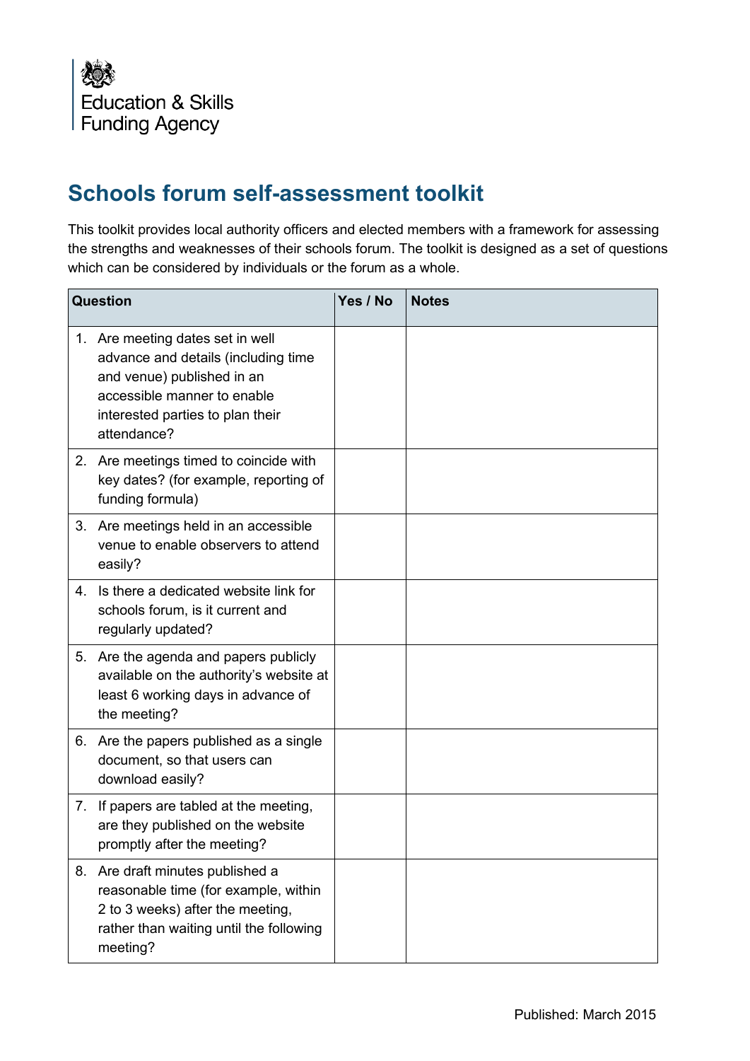Education & Skills Funding Agency

# Schools forum self-assessment toolkit

This toolkit provides local authority officers and elected members with a framework for assessing the strengths and weaknesses of their schools forum. The toolkit is designed as a set of questions which can be considered by individuals or the forum as a whole.

| Question | Yes / No | Notes |
|---|---|---|
| 1. Are meeting dates set in well advance and details (including time and venue) published in an accessible manner to enable interested parties to plan their attendance? | | |
| 2. Are meetings timed to coincide with key dates? (for example, reporting of funding formula) | | |
| 3. Are meetings held in an accessible venue to enable observers to attend easily? | | |
| 4. Is there a dedicated website link for schools forum, is it current and regularly updated? | | |
| 5. Are the agenda and papers publicly available on the authority's website at least 6 working days in advance of the meeting? | | |
| 6. Are the papers published as a single document, so that users can download easily? | | |
| 7. If papers are tabled at the meeting, are they published on the website promptly after the meeting? | | |
| 8. Are draft minutes published a reasonable time (for example, within 2 to 3 weeks) after the meeting, rather than waiting until the following meeting? | | |

Published: March 2015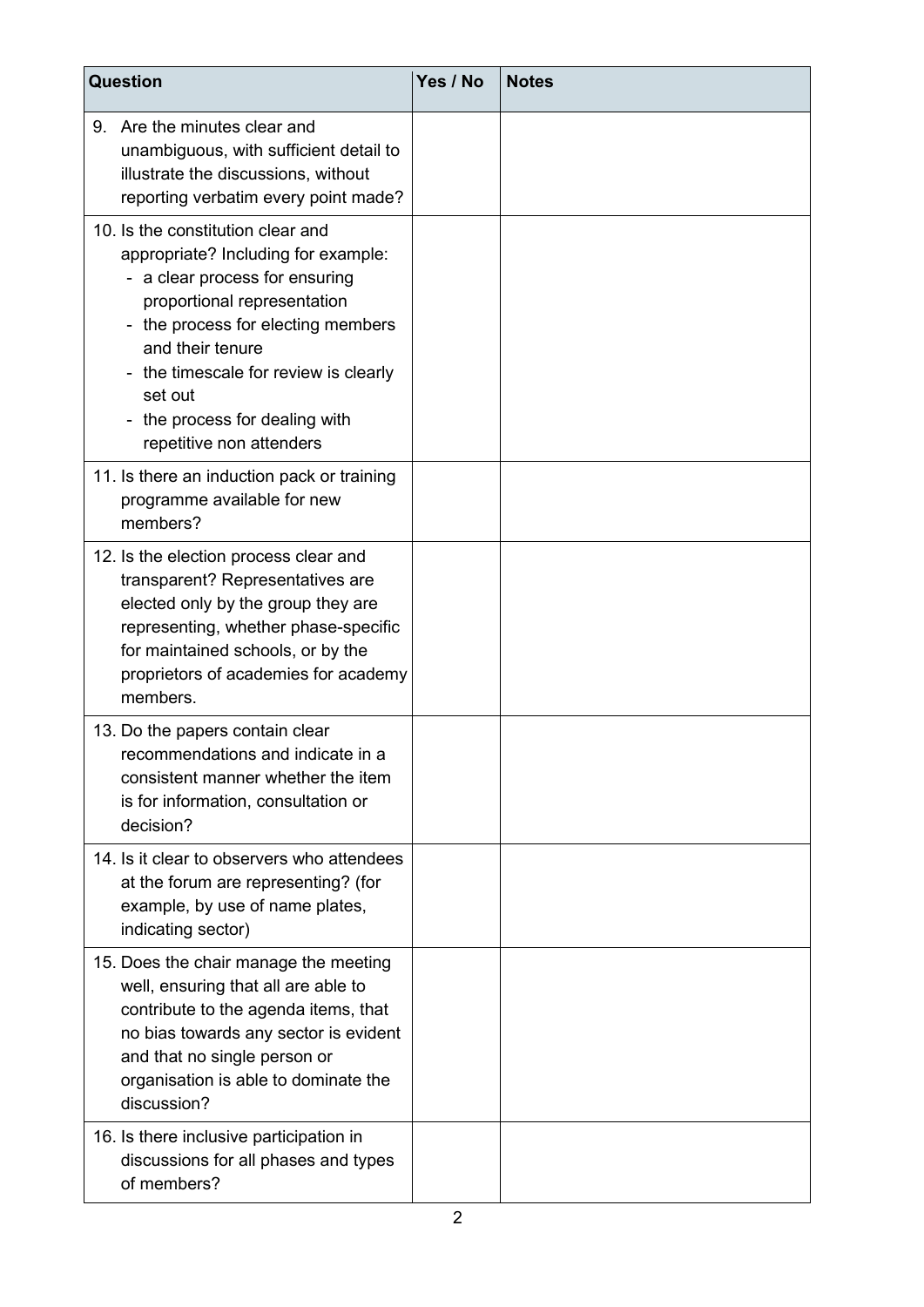| Question | Yes / No | Notes |
|---|---|---|
| 9. Are the minutes clear and unambiguous, with sufficient detail to illustrate the discussions, without reporting verbatim every point made? | | |
| 10. Is the constitution clear and appropriate? Including for example:<br>- a clear process for ensuring proportional representation<br>- the process for electing members and their tenure<br>- the timescale for review is clearly set out<br>- the process for dealing with repetitive non attenders | | |
| 11. Is there an induction pack or training programme available for new members? | | |
| 12. Is the election process clear and transparent? Representatives are elected only by the group they are representing, whether phase-specific for maintained schools, or by the proprietors of academies for academy members. | | |
| 13. Do the papers contain clear recommendations and indicate in a consistent manner whether the item is for information, consultation or decision? | | |
| 14. Is it clear to observers who attendees at the forum are representing? (for example, by use of name plates, indicating sector) | | |
| 15. Does the chair manage the meeting well, ensuring that all are able to contribute to the agenda items, that no bias towards any sector is evident and that no single person or organisation is able to dominate the discussion? | | |
| 16. Is there inclusive participation in discussions for all phases and types of members? | | |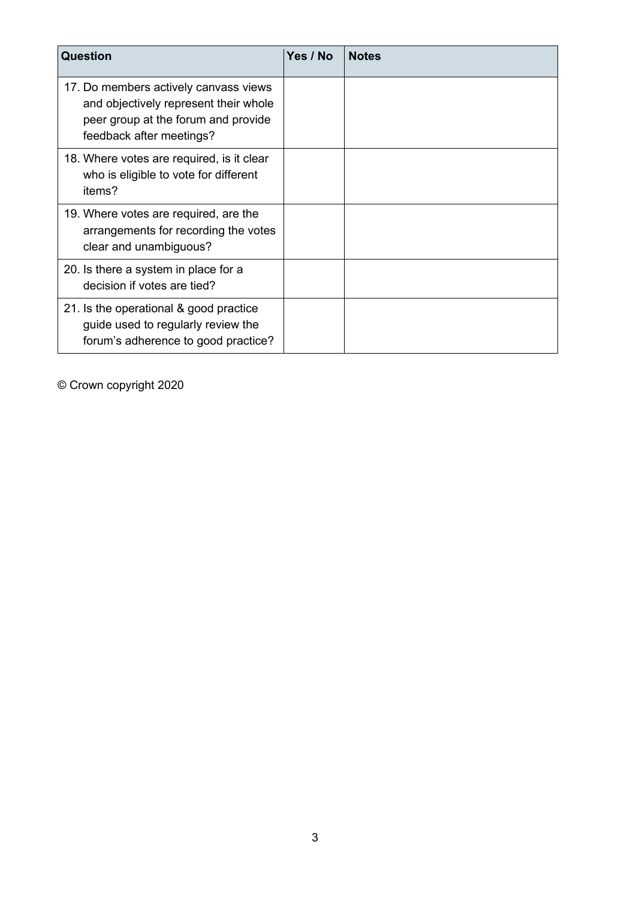| Question | Yes / No | Notes |
| --- | --- | --- |
| 17. Do members actively canvass views and objectively represent their whole peer group at the forum and provide feedback after meetings? | | |
| 18. Where votes are required, is it clear who is eligible to vote for different items? | | |
| 19. Where votes are required, are the arrangements for recording the votes clear and unambiguous? | | |
| 20. Is there a system in place for a decision if votes are tied? | | |
| 21. Is the operational & good practice guide used to regularly review the forum's adherence to good practice? | | |

© Crown copyright 2020